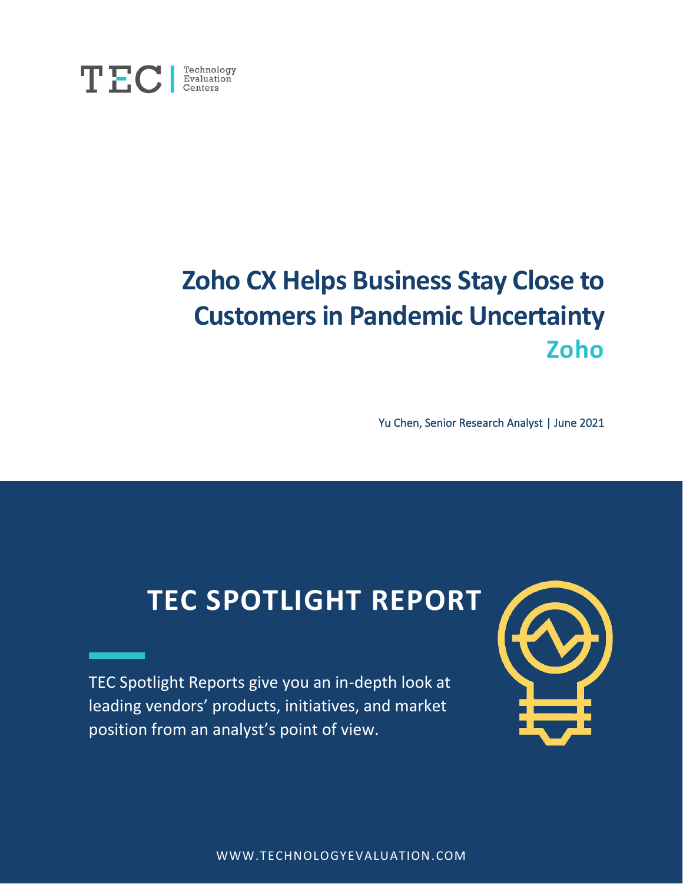TEC | Technology Evaluation Centers

# Zoho CX Helps Business Stay Close to Customers in Pandemic Uncertainty

## Zoho

Yu Chen, Senior Research Analyst | June 2021

# TEC SPOTLIGHT REPORT

TEC Spotlight Reports give you an in-depth look at leading vendors' products, initiatives, and market position from an analyst's point of view.

WWW.TECHNOLOGYEVALUATION.COM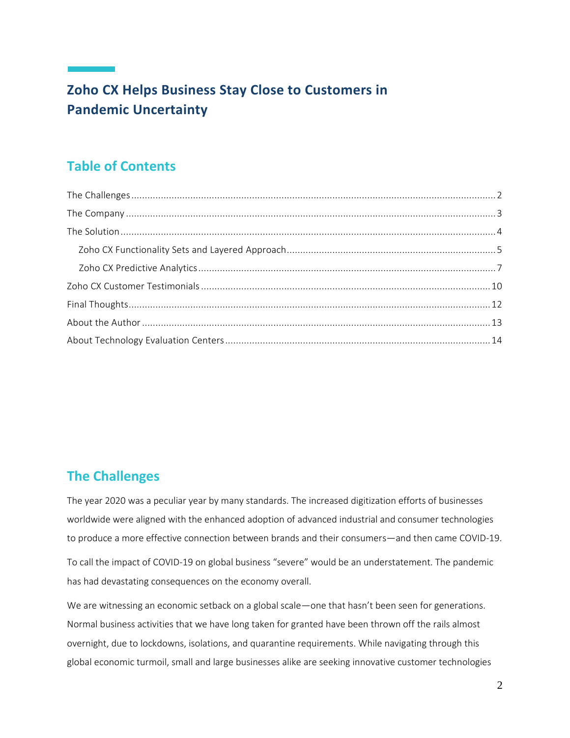# Zoho CX Helps Business Stay Close to Customers in Pandemic Uncertainty

## Table of Contents

The Challenges .......... 2
The Company .......... 3
The Solution .......... 4
  Zoho CX Functionality Sets and Layered Approach .......... 5
  Zoho CX Predictive Analytics .......... 7
Zoho CX Customer Testimonials .......... 10
Final Thoughts .......... 12
About the Author .......... 13
About Technology Evaluation Centers .......... 14

## The Challenges

The year 2020 was a peculiar year by many standards. The increased digitization efforts of businesses worldwide were aligned with the enhanced adoption of advanced industrial and consumer technologies to produce a more effective connection between brands and their consumers—and then came COVID-19.

To call the impact of COVID-19 on global business "severe" would be an understatement. The pandemic has had devastating consequences on the economy overall.

We are witnessing an economic setback on a global scale—one that hasn't been seen for generations. Normal business activities that we have long taken for granted have been thrown off the rails almost overnight, due to lockdowns, isolations, and quarantine requirements. While navigating through this global economic turmoil, small and large businesses alike are seeking innovative customer technologies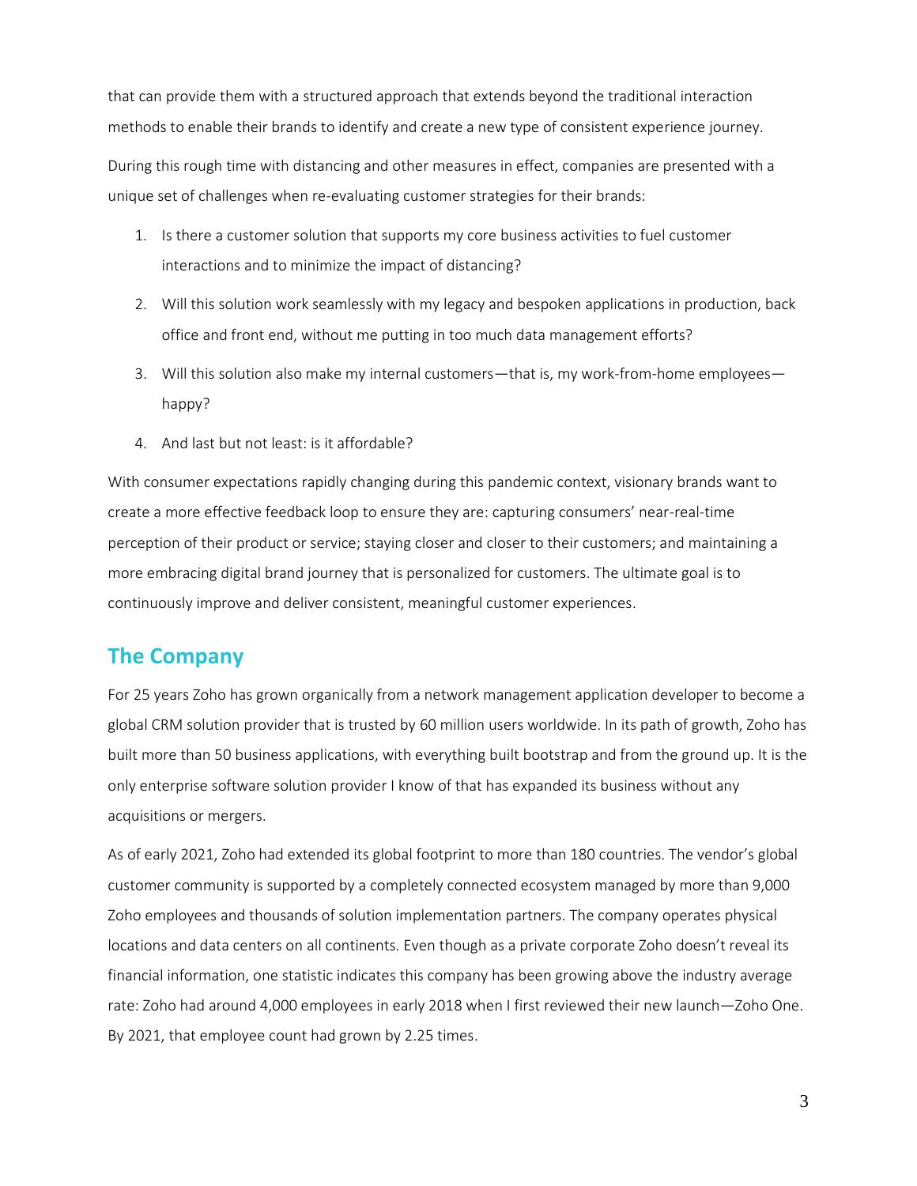that can provide them with a structured approach that extends beyond the traditional interaction methods to enable their brands to identify and create a new type of consistent experience journey.

During this rough time with distancing and other measures in effect, companies are presented with a unique set of challenges when re-evaluating customer strategies for their brands:

1. Is there a customer solution that supports my core business activities to fuel customer interactions and to minimize the impact of distancing?
2. Will this solution work seamlessly with my legacy and bespoken applications in production, back office and front end, without me putting in too much data management efforts?
3. Will this solution also make my internal customers—that is, my work-from-home employees—happy?
4. And last but not least: is it affordable?

With consumer expectations rapidly changing during this pandemic context, visionary brands want to create a more effective feedback loop to ensure they are: capturing consumers' near-real-time perception of their product or service; staying closer and closer to their customers; and maintaining a more embracing digital brand journey that is personalized for customers. The ultimate goal is to continuously improve and deliver consistent, meaningful customer experiences.

## The Company

For 25 years Zoho has grown organically from a network management application developer to become a global CRM solution provider that is trusted by 60 million users worldwide. In its path of growth, Zoho has built more than 50 business applications, with everything built bootstrap and from the ground up. It is the only enterprise software solution provider I know of that has expanded its business without any acquisitions or mergers.

As of early 2021, Zoho had extended its global footprint to more than 180 countries. The vendor's global customer community is supported by a completely connected ecosystem managed by more than 9,000 Zoho employees and thousands of solution implementation partners. The company operates physical locations and data centers on all continents. Even though as a private corporate Zoho doesn't reveal its financial information, one statistic indicates this company has been growing above the industry average rate: Zoho had around 4,000 employees in early 2018 when I first reviewed their new launch—Zoho One. By 2021, that employee count had grown by 2.25 times.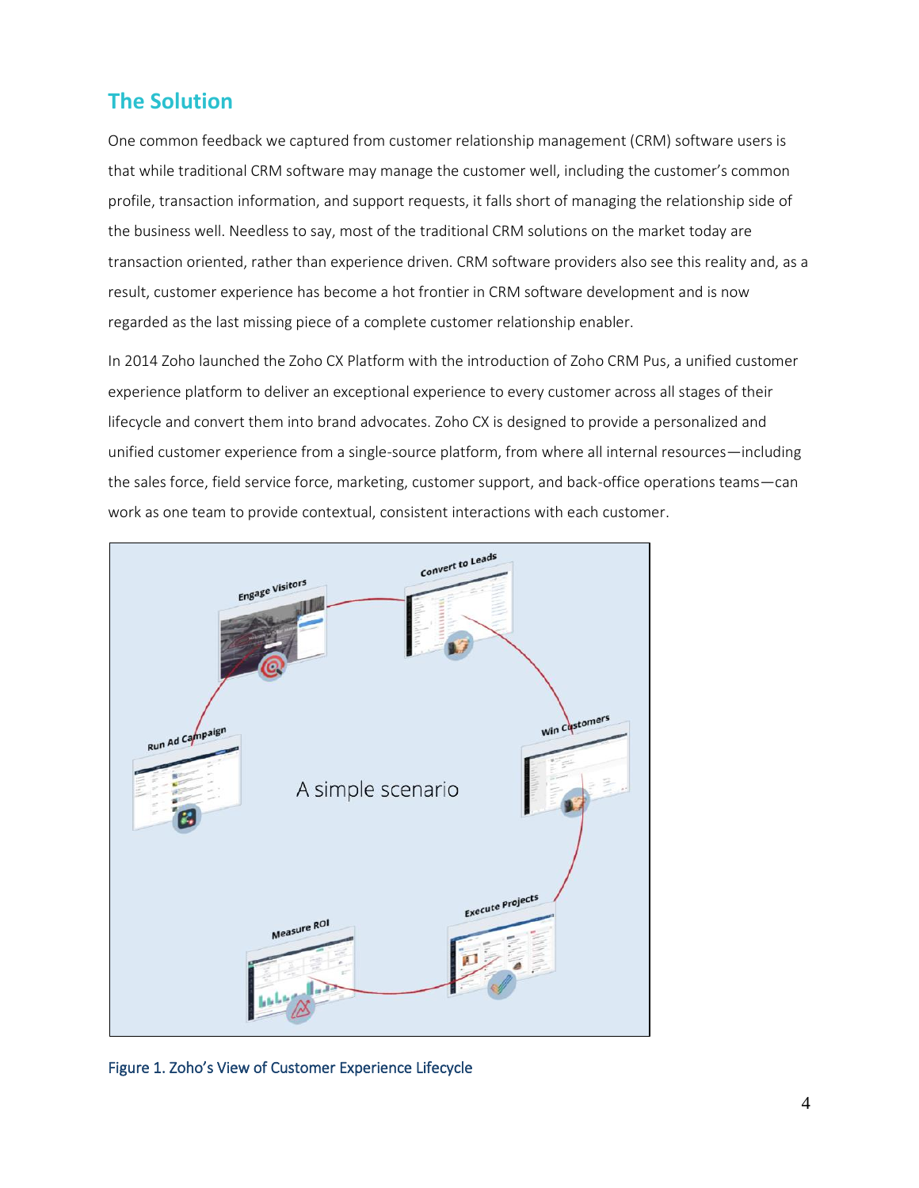## The Solution

One common feedback we captured from customer relationship management (CRM) software users is that while traditional CRM software may manage the customer well, including the customer's common profile, transaction information, and support requests, it falls short of managing the relationship side of the business well. Needless to say, most of the traditional CRM solutions on the market today are transaction oriented, rather than experience driven. CRM software providers also see this reality and, as a result, customer experience has become a hot frontier in CRM software development and is now regarded as the last missing piece of a complete customer relationship enabler.

In 2014 Zoho launched the Zoho CX Platform with the introduction of Zoho CRM Pus, a unified customer experience platform to deliver an exceptional experience to every customer across all stages of their lifecycle and convert them into brand advocates. Zoho CX is designed to provide a personalized and unified customer experience from a single-source platform, from where all internal resources—including the sales force, field service force, marketing, customer support, and back-office operations teams—can work as one team to provide contextual, consistent interactions with each customer.

Figure 1. Zoho's View of Customer Experience Lifecycle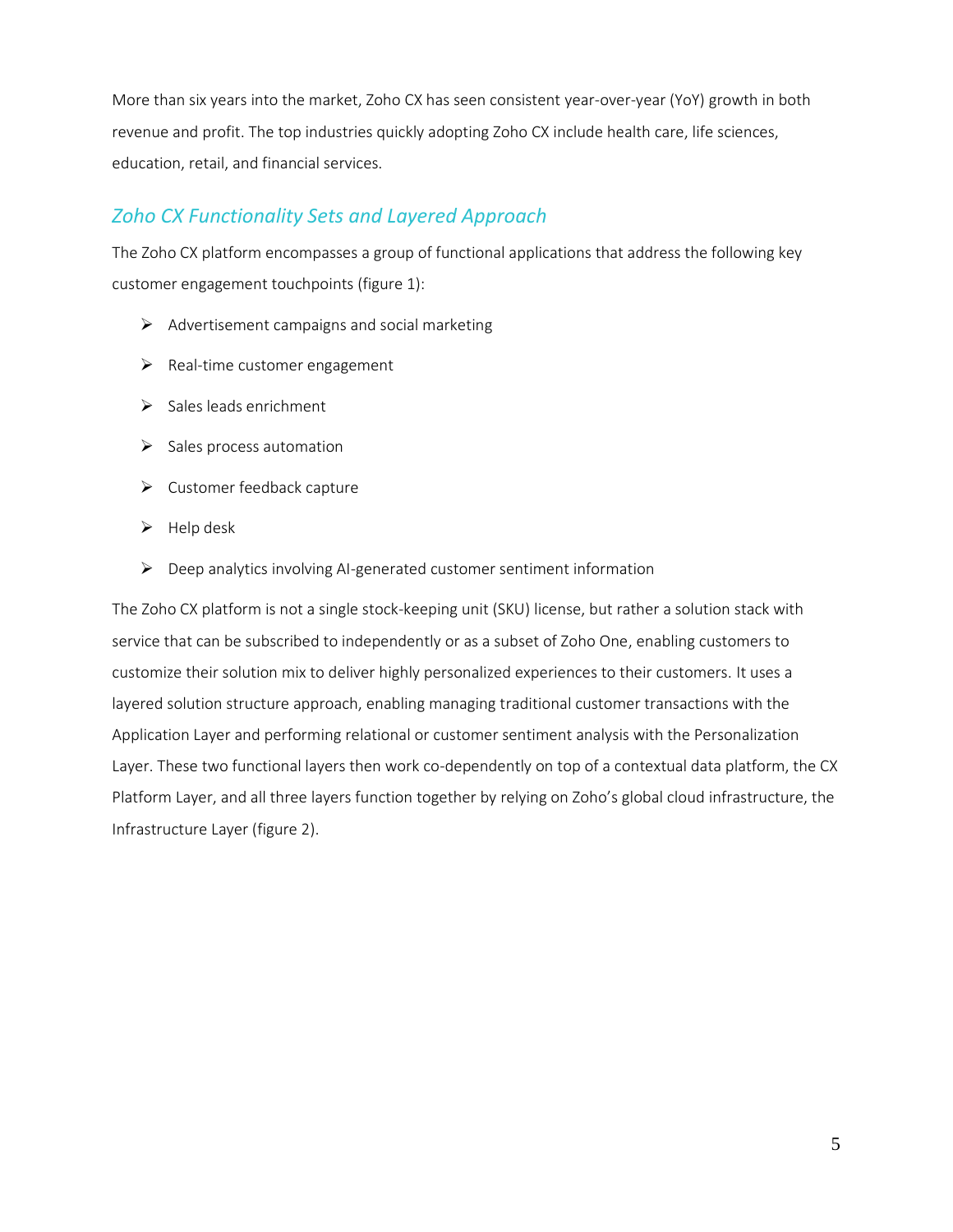More than six years into the market, Zoho CX has seen consistent year-over-year (YoY) growth in both revenue and profit. The top industries quickly adopting Zoho CX include health care, life sciences, education, retail, and financial services.

## *Zoho CX Functionality Sets and Layered Approach*

The Zoho CX platform encompasses a group of functional applications that address the following key customer engagement touchpoints (figure 1):

- Advertisement campaigns and social marketing
- Real-time customer engagement
- Sales leads enrichment
- Sales process automation
- Customer feedback capture
- Help desk
- Deep analytics involving AI-generated customer sentiment information

The Zoho CX platform is not a single stock-keeping unit (SKU) license, but rather a solution stack with service that can be subscribed to independently or as a subset of Zoho One, enabling customers to customize their solution mix to deliver highly personalized experiences to their customers. It uses a layered solution structure approach, enabling managing traditional customer transactions with the Application Layer and performing relational or customer sentiment analysis with the Personalization Layer. These two functional layers then work co-dependently on top of a contextual data platform, the CX Platform Layer, and all three layers function together by relying on Zoho's global cloud infrastructure, the Infrastructure Layer (figure 2).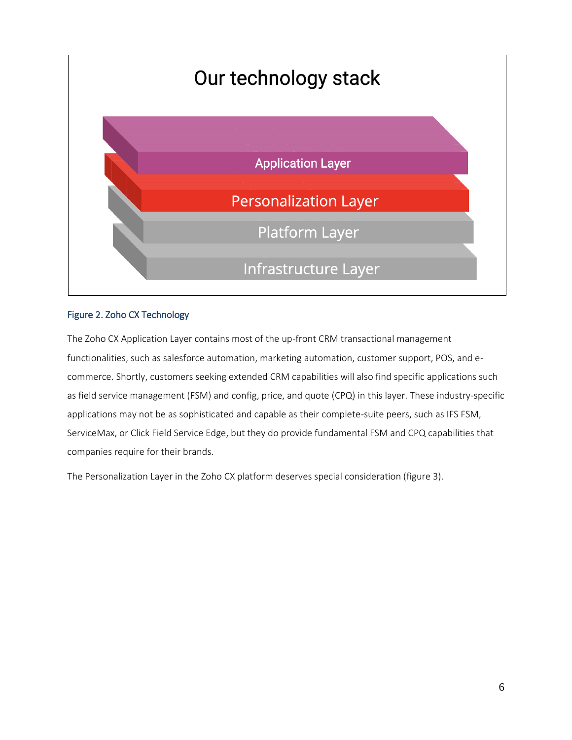Our technology stack

Application Layer

Personalization Layer

Platform Layer

Infrastructure Layer

Figure 2. Zoho CX Technology

The Zoho CX Application Layer contains most of the up-front CRM transactional management functionalities, such as salesforce automation, marketing automation, customer support, POS, and e-commerce. Shortly, customers seeking extended CRM capabilities will also find specific applications such as field service management (FSM) and config, price, and quote (CPQ) in this layer. These industry-specific applications may not be as sophisticated and capable as their complete-suite peers, such as IFS FSM, ServiceMax, or Click Field Service Edge, but they do provide fundamental FSM and CPQ capabilities that companies require for their brands.

The Personalization Layer in the Zoho CX platform deserves special consideration (figure 3).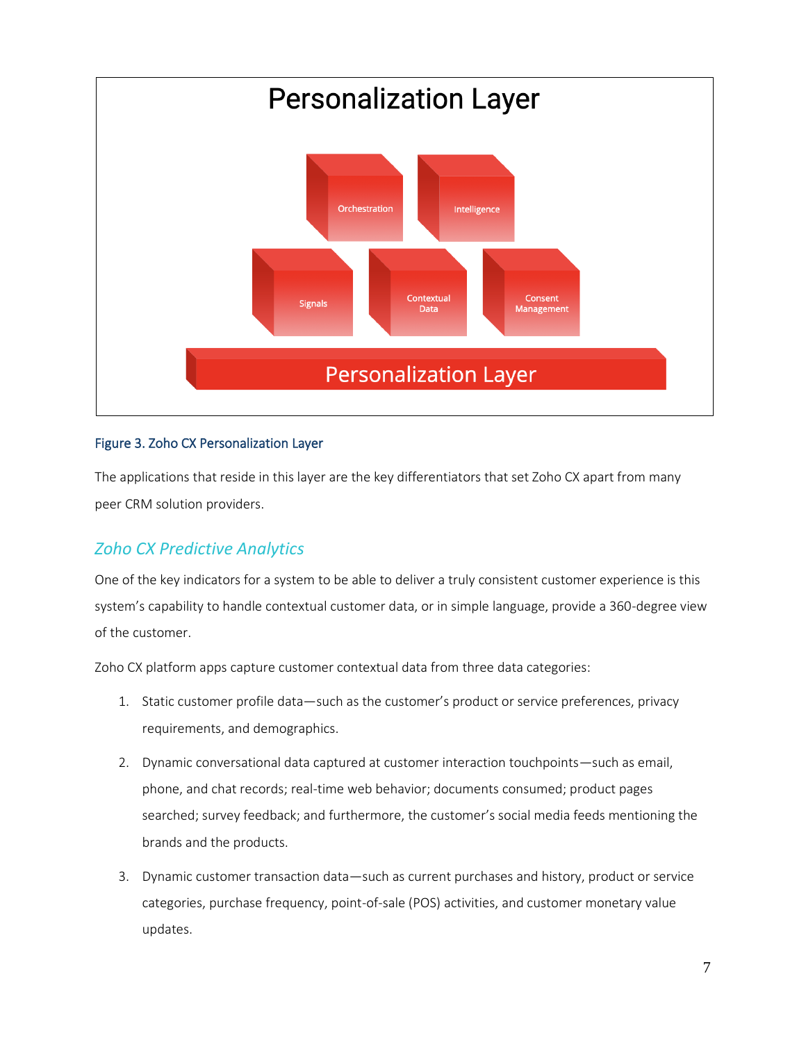Figure 3. Zoho CX Personalization Layer

The applications that reside in this layer are the key differentiators that set Zoho CX apart from many peer CRM solution providers.

## *Zoho CX Predictive Analytics*

One of the key indicators for a system to be able to deliver a truly consistent customer experience is this system's capability to handle contextual customer data, or in simple language, provide a 360-degree view of the customer.

Zoho CX platform apps capture customer contextual data from three data categories:

1. Static customer profile data—such as the customer's product or service preferences, privacy requirements, and demographics.
2. Dynamic conversational data captured at customer interaction touchpoints—such as email, phone, and chat records; real-time web behavior; documents consumed; product pages searched; survey feedback; and furthermore, the customer's social media feeds mentioning the brands and the products.
3. Dynamic customer transaction data—such as current purchases and history, product or service categories, purchase frequency, point-of-sale (POS) activities, and customer monetary value updates.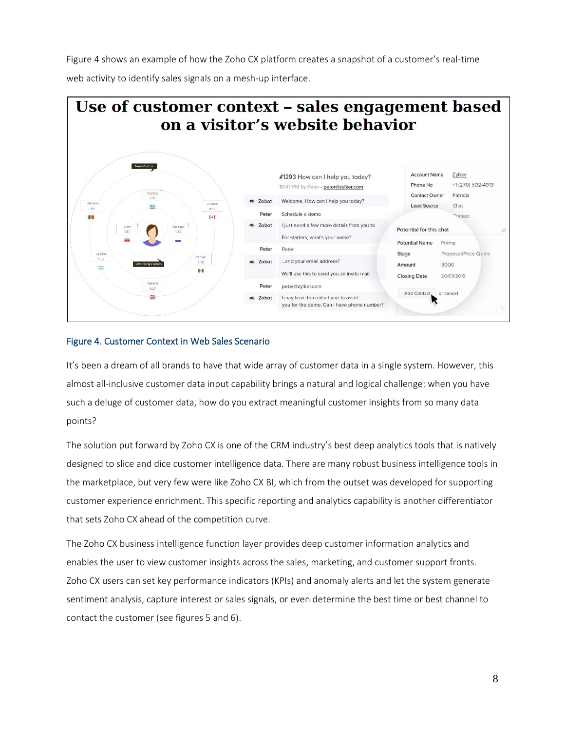Figure 4 shows an example of how the Zoho CX platform creates a snapshot of a customer's real-time web activity to identify sales signals on a mesh-up interface.

Figure 4. Customer Context in Web Sales Scenario

It's been a dream of all brands to have that wide array of customer data in a single system. However, this almost all-inclusive customer data input capability brings a natural and logical challenge: when you have such a deluge of customer data, how do you extract meaningful customer insights from so many data points?

The solution put forward by Zoho CX is one of the CRM industry's best deep analytics tools that is natively designed to slice and dice customer intelligence data. There are many robust business intelligence tools in the marketplace, but very few were like Zoho CX BI, which from the outset was developed for supporting customer experience enrichment. This specific reporting and analytics capability is another differentiator that sets Zoho CX ahead of the competition curve.

The Zoho CX business intelligence function layer provides deep customer information analytics and enables the user to view customer insights across the sales, marketing, and customer support fronts. Zoho CX users can set key performance indicators (KPIs) and anomaly alerts and let the system generate sentiment analysis, capture interest or sales signals, or even determine the best time or best channel to contact the customer (see figures 5 and 6).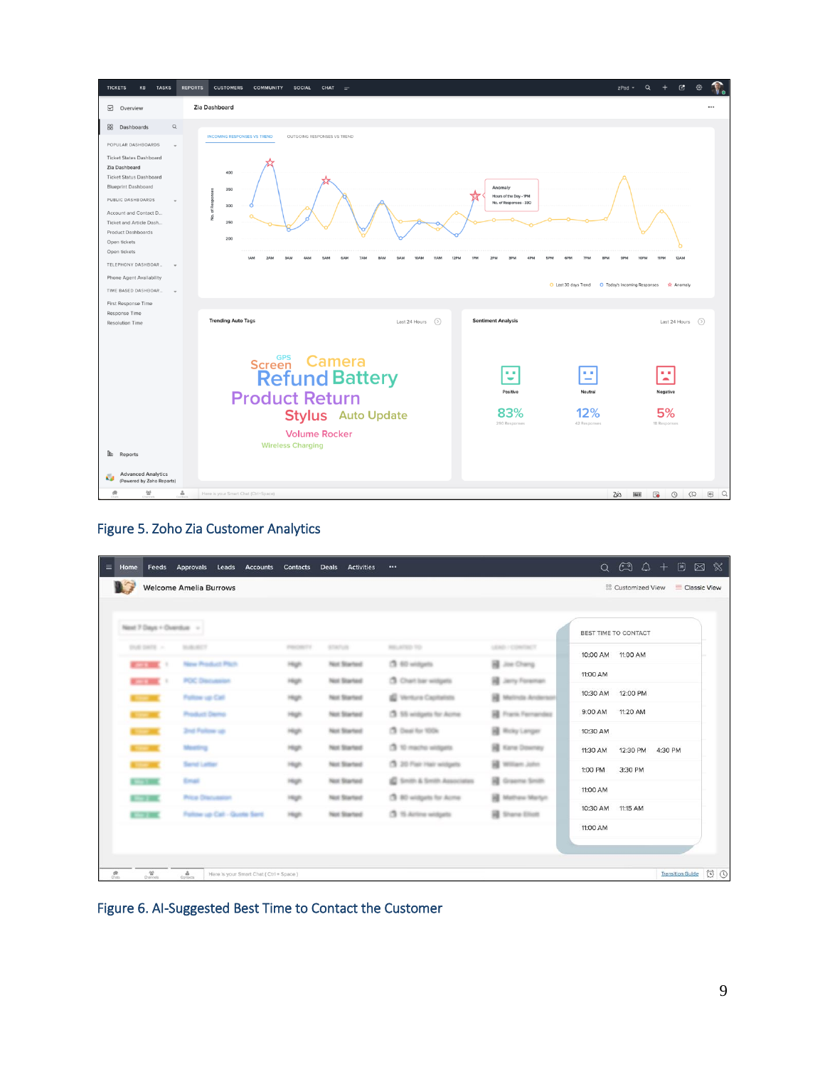Figure 5. Zoho Zia Customer Analytics

Figure 6. AI-Suggested Best Time to Contact the Customer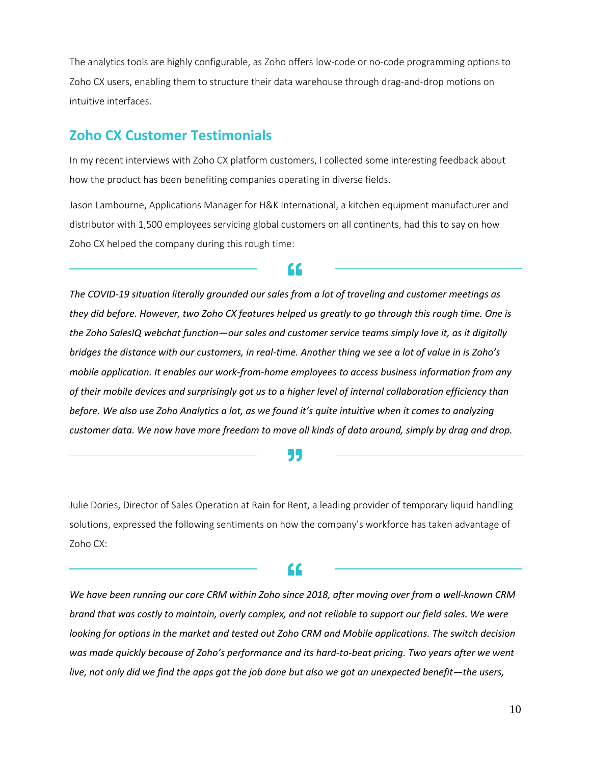The analytics tools are highly configurable, as Zoho offers low-code or no-code programming options to Zoho CX users, enabling them to structure their data warehouse through drag-and-drop motions on intuitive interfaces.

## Zoho CX Customer Testimonials

In my recent interviews with Zoho CX platform customers, I collected some interesting feedback about how the product has been benefiting companies operating in diverse fields.

Jason Lambourne, Applications Manager for H&K International, a kitchen equipment manufacturer and distributor with 1,500 employees servicing global customers on all continents, had this to say on how Zoho CX helped the company during this rough time:

> *The COVID-19 situation literally grounded our sales from a lot of traveling and customer meetings as they did before. However, two Zoho CX features helped us greatly to go through this rough time. One is the Zoho SalesIQ webchat function—our sales and customer service teams simply love it, as it digitally bridges the distance with our customers, in real-time. Another thing we see a lot of value in is Zoho's mobile application. It enables our work-from-home employees to access business information from any of their mobile devices and surprisingly got us to a higher level of internal collaboration efficiency than before. We also use Zoho Analytics a lot, as we found it's quite intuitive when it comes to analyzing customer data. We now have more freedom to move all kinds of data around, simply by drag and drop.*

Julie Dories, Director of Sales Operation at Rain for Rent, a leading provider of temporary liquid handling solutions, expressed the following sentiments on how the company's workforce has taken advantage of Zoho CX:

> *We have been running our core CRM within Zoho since 2018, after moving over from a well-known CRM brand that was costly to maintain, overly complex, and not reliable to support our field sales. We were looking for options in the market and tested out Zoho CRM and Mobile applications. The switch decision was made quickly because of Zoho's performance and its hard-to-beat pricing. Two years after we went live, not only did we find the apps got the job done but also we got an unexpected benefit—the users,*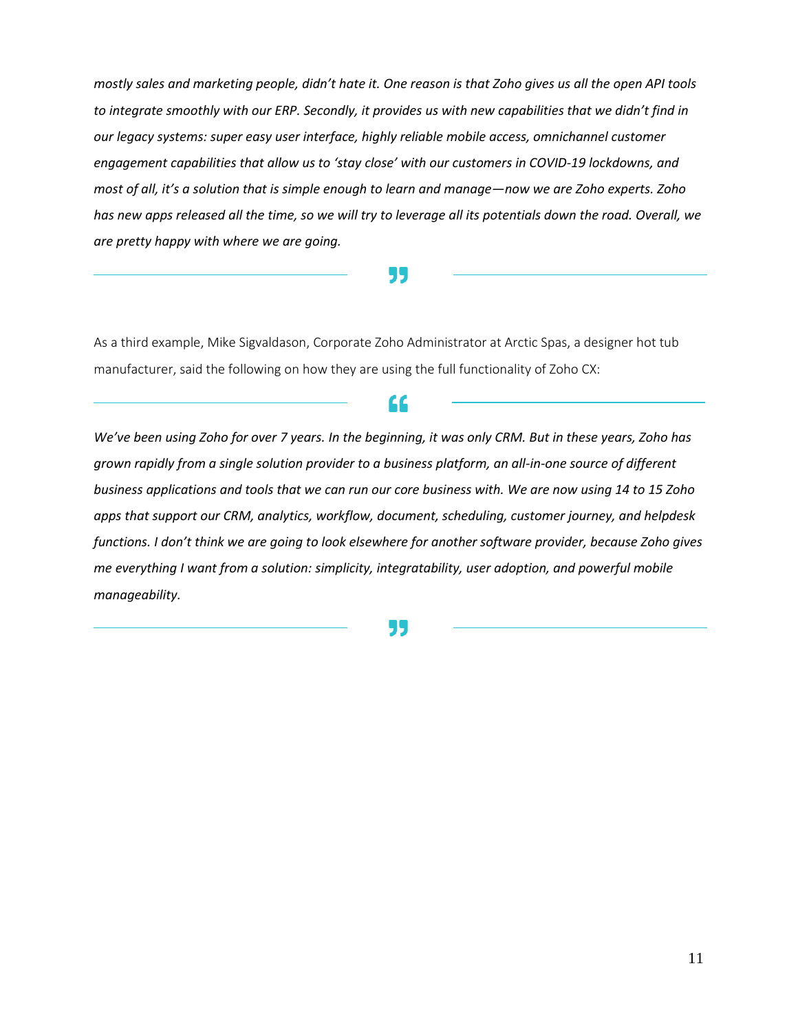*mostly sales and marketing people, didn't hate it. One reason is that Zoho gives us all the open API tools to integrate smoothly with our ERP. Secondly, it provides us with new capabilities that we didn't find in our legacy systems: super easy user interface, highly reliable mobile access, omnichannel customer engagement capabilities that allow us to 'stay close' with our customers in COVID-19 lockdowns, and most of all, it's a solution that is simple enough to learn and manage—now we are Zoho experts. Zoho has new apps released all the time, so we will try to leverage all its potentials down the road. Overall, we are pretty happy with where we are going.*

As a third example, Mike Sigvaldason, Corporate Zoho Administrator at Arctic Spas, a designer hot tub manufacturer, said the following on how they are using the full functionality of Zoho CX:

> *We've been using Zoho for over 7 years. In the beginning, it was only CRM. But in these years, Zoho has grown rapidly from a single solution provider to a business platform, an all-in-one source of different business applications and tools that we can run our core business with. We are now using 14 to 15 Zoho apps that support our CRM, analytics, workflow, document, scheduling, customer journey, and helpdesk functions. I don't think we are going to look elsewhere for another software provider, because Zoho gives me everything I want from a solution: simplicity, integratability, user adoption, and powerful mobile manageability.*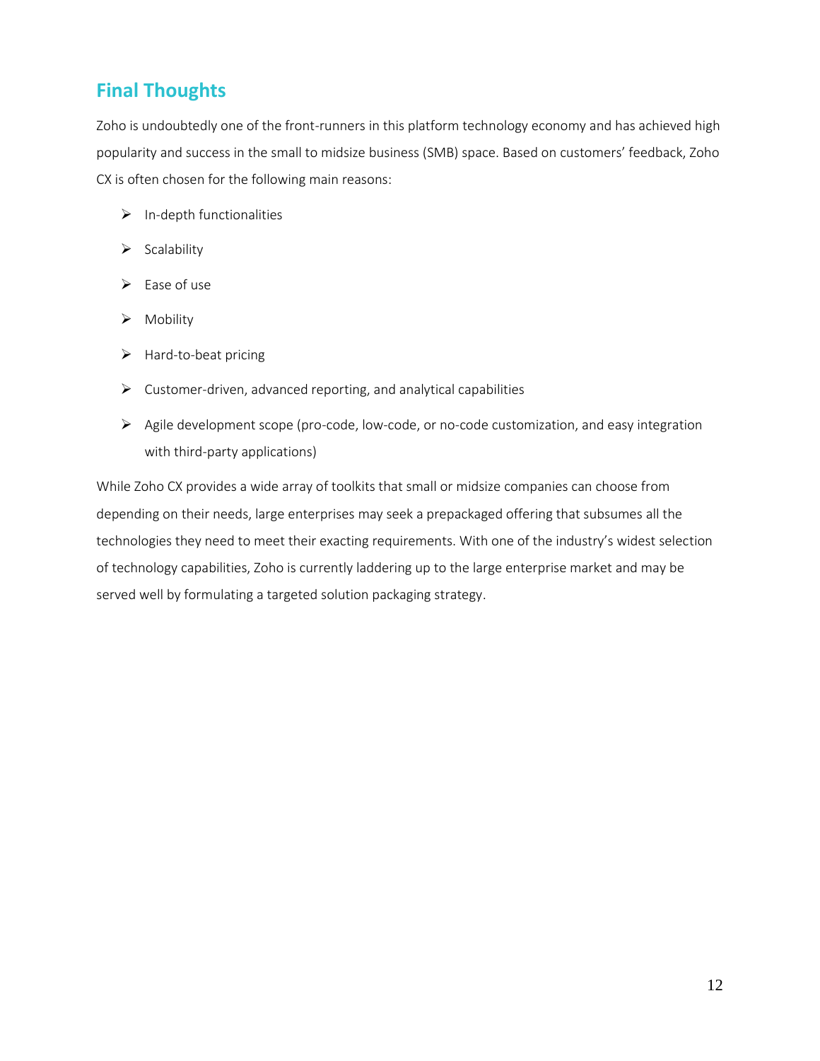## Final Thoughts

Zoho is undoubtedly one of the front-runners in this platform technology economy and has achieved high popularity and success in the small to midsize business (SMB) space. Based on customers' feedback, Zoho CX is often chosen for the following main reasons:

- In-depth functionalities
- Scalability
- Ease of use
- Mobility
- Hard-to-beat pricing
- Customer-driven, advanced reporting, and analytical capabilities
- Agile development scope (pro-code, low-code, or no-code customization, and easy integration with third-party applications)

While Zoho CX provides a wide array of toolkits that small or midsize companies can choose from depending on their needs, large enterprises may seek a prepackaged offering that subsumes all the technologies they need to meet their exacting requirements. With one of the industry's widest selection of technology capabilities, Zoho is currently laddering up to the large enterprise market and may be served well by formulating a targeted solution packaging strategy.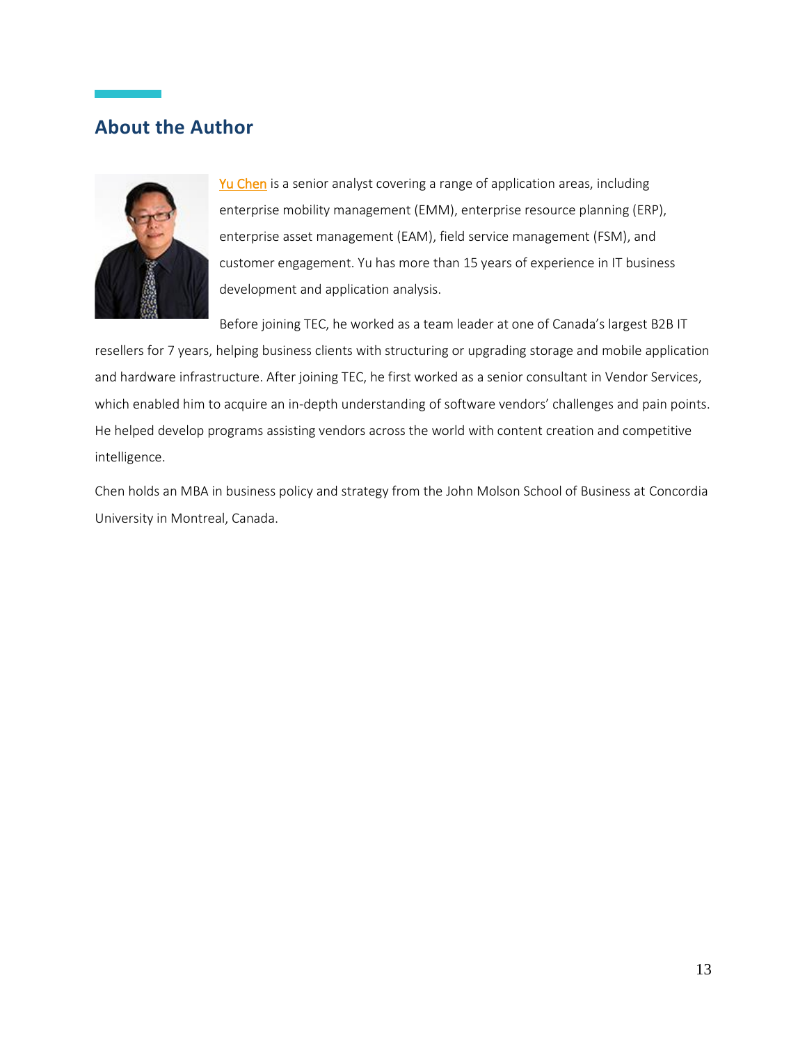## About the Author

Yu Chen is a senior analyst covering a range of application areas, including enterprise mobility management (EMM), enterprise resource planning (ERP), enterprise asset management (EAM), field service management (FSM), and customer engagement. Yu has more than 15 years of experience in IT business development and application analysis.

Before joining TEC, he worked as a team leader at one of Canada's largest B2B IT resellers for 7 years, helping business clients with structuring or upgrading storage and mobile application and hardware infrastructure. After joining TEC, he first worked as a senior consultant in Vendor Services, which enabled him to acquire an in-depth understanding of software vendors' challenges and pain points. He helped develop programs assisting vendors across the world with content creation and competitive intelligence.

Chen holds an MBA in business policy and strategy from the John Molson School of Business at Concordia University in Montreal, Canada.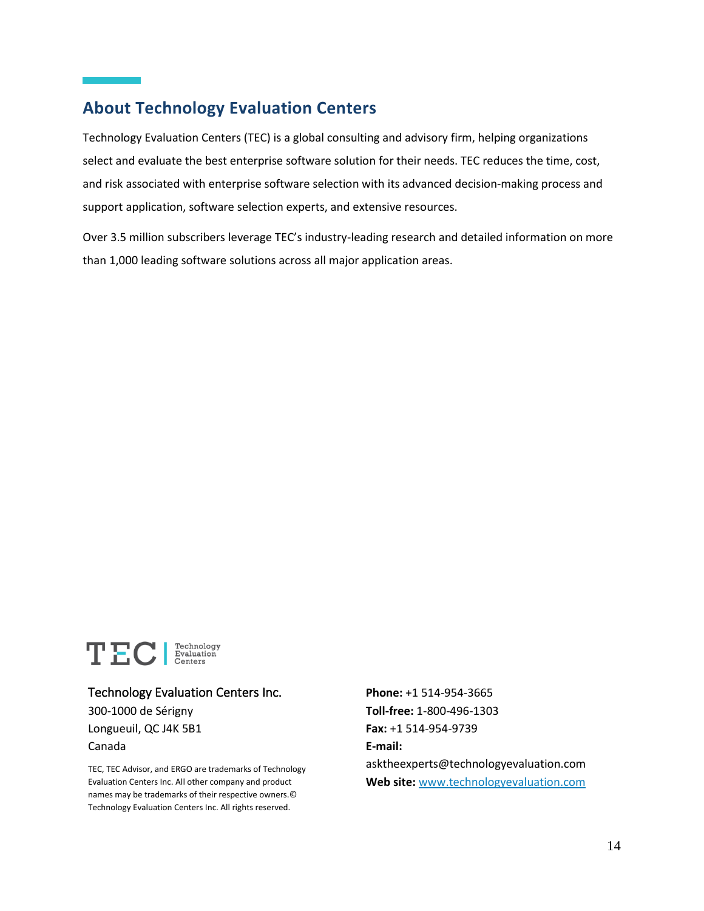## About Technology Evaluation Centers

Technology Evaluation Centers (TEC) is a global consulting and advisory firm, helping organizations select and evaluate the best enterprise software solution for their needs. TEC reduces the time, cost, and risk associated with enterprise software selection with its advanced decision-making process and support application, software selection experts, and extensive resources.

Over 3.5 million subscribers leverage TEC's industry-leading research and detailed information on more than 1,000 leading software solutions across all major application areas.

TEC | Technology Evaluation Centers

Technology Evaluation Centers Inc.
300-1000 de Sérigny
Longueuil, QC J4K 5B1
Canada

TEC, TEC Advisor, and ERGO are trademarks of Technology Evaluation Centers Inc. All other company and product names may be trademarks of their respective owners.© Technology Evaluation Centers Inc. All rights reserved.

**Phone:** +1 514-954-3665
**Toll-free:** 1-800-496-1303
**Fax:** +1 514-954-9739
**E-mail:** asktheexperts@technologyevaluation.com
**Web site:** www.technologyevaluation.com